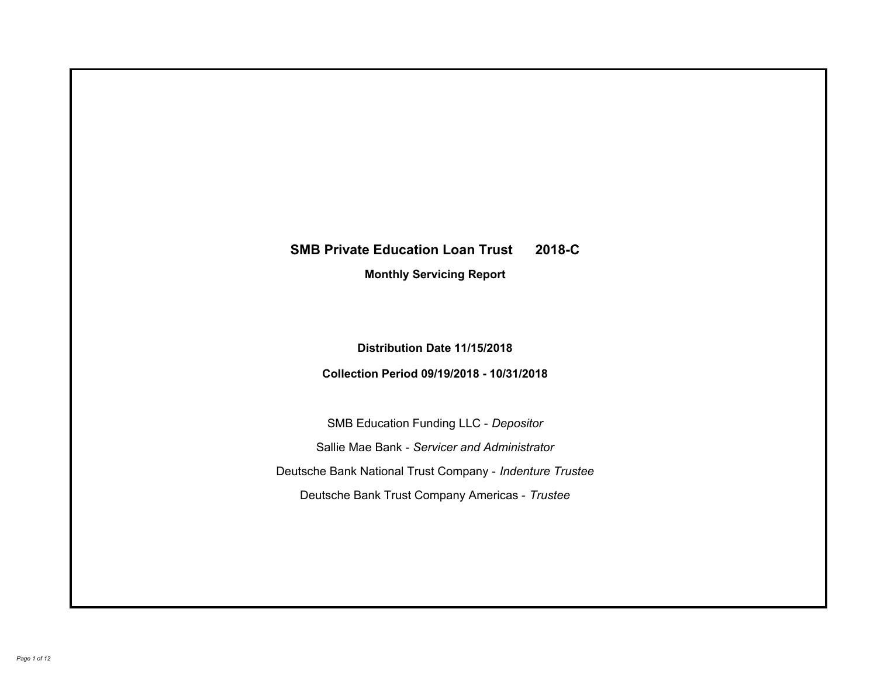# SMB Private Education Loan Trust 2018-C

## Monthly Servicing Report

**Distribution Date 11/15/2018**

**Collection Period 09/19/2018 - 10/31/2018**

SMB Education Funding LLC - *Depositor*

Sallie Mae Bank - *Servicer and Administrator*

Deutsche Bank National Trust Company - *Indenture Trustee*

Deutsche Bank Trust Company Americas - *Trustee*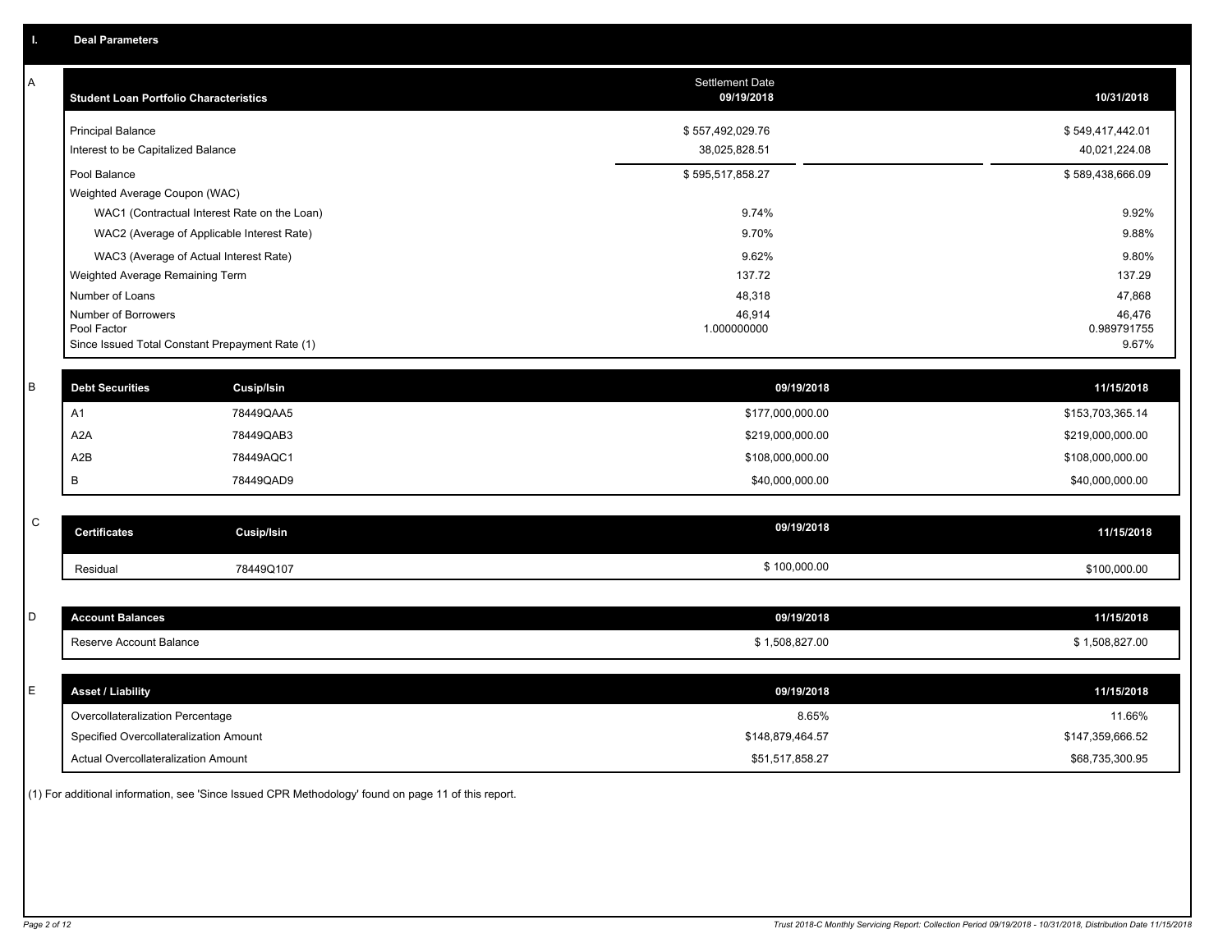## I. Deal Parameters

### A

| Student Loan Portfolio Characteristics | Settlement Date 09/19/2018 | | 10/31/2018 |
|---|---|---|---|
| Principal Balance | $ 557,492,029.76 | | $ 549,417,442.01 |
| Interest to be Capitalized Balance | 38,025,828.51 | | 40,021,224.08 |
| Pool Balance | $ 595,517,858.27 | | $ 589,438,666.09 |
| Weighted Average Coupon (WAC) | | | |
| WAC1 (Contractual Interest Rate on the Loan) | 9.74% | | 9.92% |
| WAC2 (Average of Applicable Interest Rate) | 9.70% | | 9.88% |
| WAC3 (Average of Actual Interest Rate) | 9.62% | | 9.80% |
| Weighted Average Remaining Term | 137.72 | | 137.29 |
| Number of Loans | 48,318 | | 47,868 |
| Number of Borrowers | 46,914 | | 46,476 |
| Pool Factor | 1.000000000 | | 0.989791755 |
| Since Issued Total Constant Prepayment Rate (1) | | | 9.67% |

### B

| Debt Securities | Cusip/Isin | 09/19/2018 | 11/15/2018 |
|---|---|---|---|
| A1 | 78449QAA5 | $177,000,000.00 | $153,703,365.14 |
| A2A | 78449QAB3 | $219,000,000.00 | $219,000,000.00 |
| A2B | 78449AQC1 | $108,000,000.00 | $108,000,000.00 |
| B | 78449QAD9 | $40,000,000.00 | $40,000,000.00 |

### C

| Certificates | Cusip/Isin | 09/19/2018 | 11/15/2018 |
|---|---|---|---|
| Residual | 78449Q107 | $ 100,000.00 | $100,000.00 |

### D

| Account Balances | 09/19/2018 | 11/15/2018 |
|---|---|---|
| Reserve Account Balance | $ 1,508,827.00 | $ 1,508,827.00 |

### E

| Asset / Liability | 09/19/2018 | 11/15/2018 |
|---|---|---|
| Overcollateralization Percentage | 8.65% | 11.66% |
| Specified Overcollateralization Amount | $148,879,464.57 | $147,359,666.52 |
| Actual Overcollateralization Amount | $51,517,858.27 | $68,735,300.95 |

(1) For additional information, see 'Since Issued CPR Methodology' found on page 11 of this report.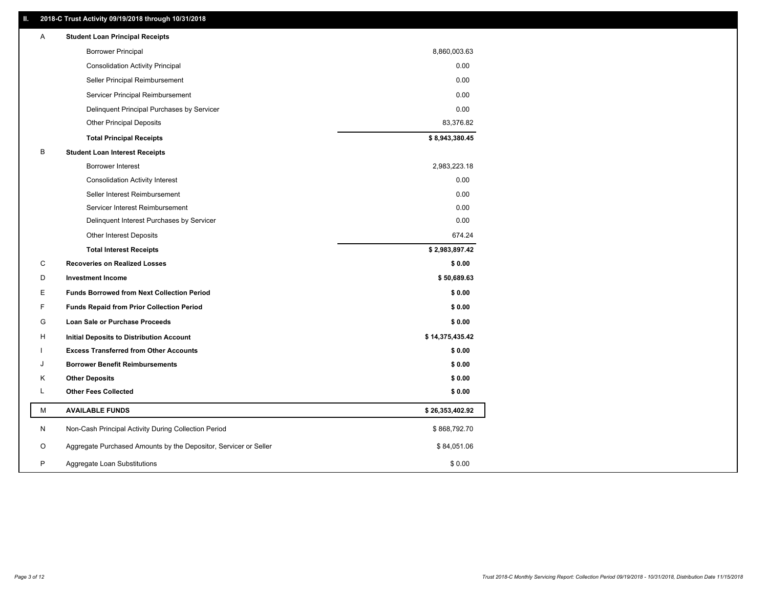## II. 2018-C Trust Activity 09/19/2018 through 10/31/2018

| | | |
|---|---|---|
| A | **Student Loan Principal Receipts** | |
| | Borrower Principal | 8,860,003.63 |
| | Consolidation Activity Principal | 0.00 |
| | Seller Principal Reimbursement | 0.00 |
| | Servicer Principal Reimbursement | 0.00 |
| | Delinquent Principal Purchases by Servicer | 0.00 |
| | Other Principal Deposits | 83,376.82 |
| | **Total Principal Receipts** | **$ 8,943,380.45** |
| B | **Student Loan Interest Receipts** | |
| | Borrower Interest | 2,983,223.18 |
| | Consolidation Activity Interest | 0.00 |
| | Seller Interest Reimbursement | 0.00 |
| | Servicer Interest Reimbursement | 0.00 |
| | Delinquent Interest Purchases by Servicer | 0.00 |
| | Other Interest Deposits | 674.24 |
| | **Total Interest Receipts** | **$ 2,983,897.42** |
| C | **Recoveries on Realized Losses** | **$ 0.00** |
| D | **Investment Income** | **$ 50,689.63** |
| E | **Funds Borrowed from Next Collection Period** | **$ 0.00** |
| F | **Funds Repaid from Prior Collection Period** | **$ 0.00** |
| G | **Loan Sale or Purchase Proceeds** | **$ 0.00** |
| H | **Initial Deposits to Distribution Account** | **$ 14,375,435.42** |
| I | **Excess Transferred from Other Accounts** | **$ 0.00** |
| J | **Borrower Benefit Reimbursements** | **$ 0.00** |
| K | **Other Deposits** | **$ 0.00** |
| L | **Other Fees Collected** | **$ 0.00** |
| M | **AVAILABLE FUNDS** | **$ 26,353,402.92** |
| N | Non-Cash Principal Activity During Collection Period | $ 868,792.70 |
| O | Aggregate Purchased Amounts by the Depositor, Servicer or Seller | $ 84,051.06 |
| P | Aggregate Loan Substitutions | $ 0.00 |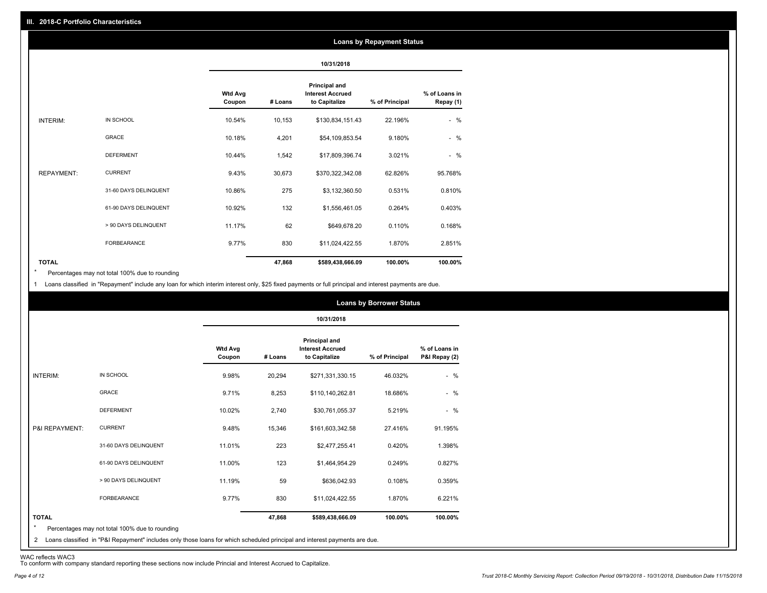## III. 2018-C Portfolio Characteristics

### Loans by Repayment Status

| | | 10/31/2018 | | | | |
|---|---|---|---|---|---|---|
| | | **Wtd Avg Coupon** | **# Loans** | **Principal and Interest Accrued to Capitalize** | **% of Principal** | **% of Loans in Repay (1)** |
| INTERIM: | IN SCHOOL | 10.54% | 10,153 | $130,834,151.43 | 22.196% | - % |
| | GRACE | 10.18% | 4,201 | $54,109,853.54 | 9.180% | - % |
| | DEFERMENT | 10.44% | 1,542 | $17,809,396.74 | 3.021% | - % |
| REPAYMENT: | CURRENT | 9.43% | 30,673 | $370,322,342.08 | 62.826% | 95.768% |
| | 31-60 DAYS DELINQUENT | 10.86% | 275 | $3,132,360.50 | 0.531% | 0.810% |
| | 61-90 DAYS DELINQUENT | 10.92% | 132 | $1,556,461.05 | 0.264% | 0.403% |
| | > 90 DAYS DELINQUENT | 11.17% | 62 | $649,678.20 | 0.110% | 0.168% |
| | FORBEARANCE | 9.77% | 830 | $11,024,422.55 | 1.870% | 2.851% |
| **TOTAL** | | | **47,868** | **$589,438,666.09** | **100.00%** | **100.00%** |

\* Percentages may not total 100% due to rounding

1 Loans classified in "Repayment" include any loan for which interim interest only, $25 fixed payments or full principal and interest payments are due.

### Loans by Borrower Status

| | | 10/31/2018 | | | | |
|---|---|---|---|---|---|---|
| | | **Wtd Avg Coupon** | **# Loans** | **Principal and Interest Accrued to Capitalize** | **% of Principal** | **% of Loans in P&I Repay (2)** |
| INTERIM: | IN SCHOOL | 9.98% | 20,294 | $271,331,330.15 | 46.032% | - % |
| | GRACE | 9.71% | 8,253 | $110,140,262.81 | 18.686% | - % |
| | DEFERMENT | 10.02% | 2,740 | $30,761,055.37 | 5.219% | - % |
| P&I REPAYMENT: | CURRENT | 9.48% | 15,346 | $161,603,342.58 | 27.416% | 91.195% |
| | 31-60 DAYS DELINQUENT | 11.01% | 223 | $2,477,255.41 | 0.420% | 1.398% |
| | 61-90 DAYS DELINQUENT | 11.00% | 123 | $1,464,954.29 | 0.249% | 0.827% |
| | > 90 DAYS DELINQUENT | 11.19% | 59 | $636,042.93 | 0.108% | 0.359% |
| | FORBEARANCE | 9.77% | 830 | $11,024,422.55 | 1.870% | 6.221% |
| **TOTAL** | | | **47,868** | **$589,438,666.09** | **100.00%** | **100.00%** |

\* Percentages may not total 100% due to rounding

2 Loans classified in "P&I Repayment" includes only those loans for which scheduled principal and interest payments are due.

WAC reflects WAC3

To conform with company standard reporting these sections now include Princial and Interest Accrued to Capitalize.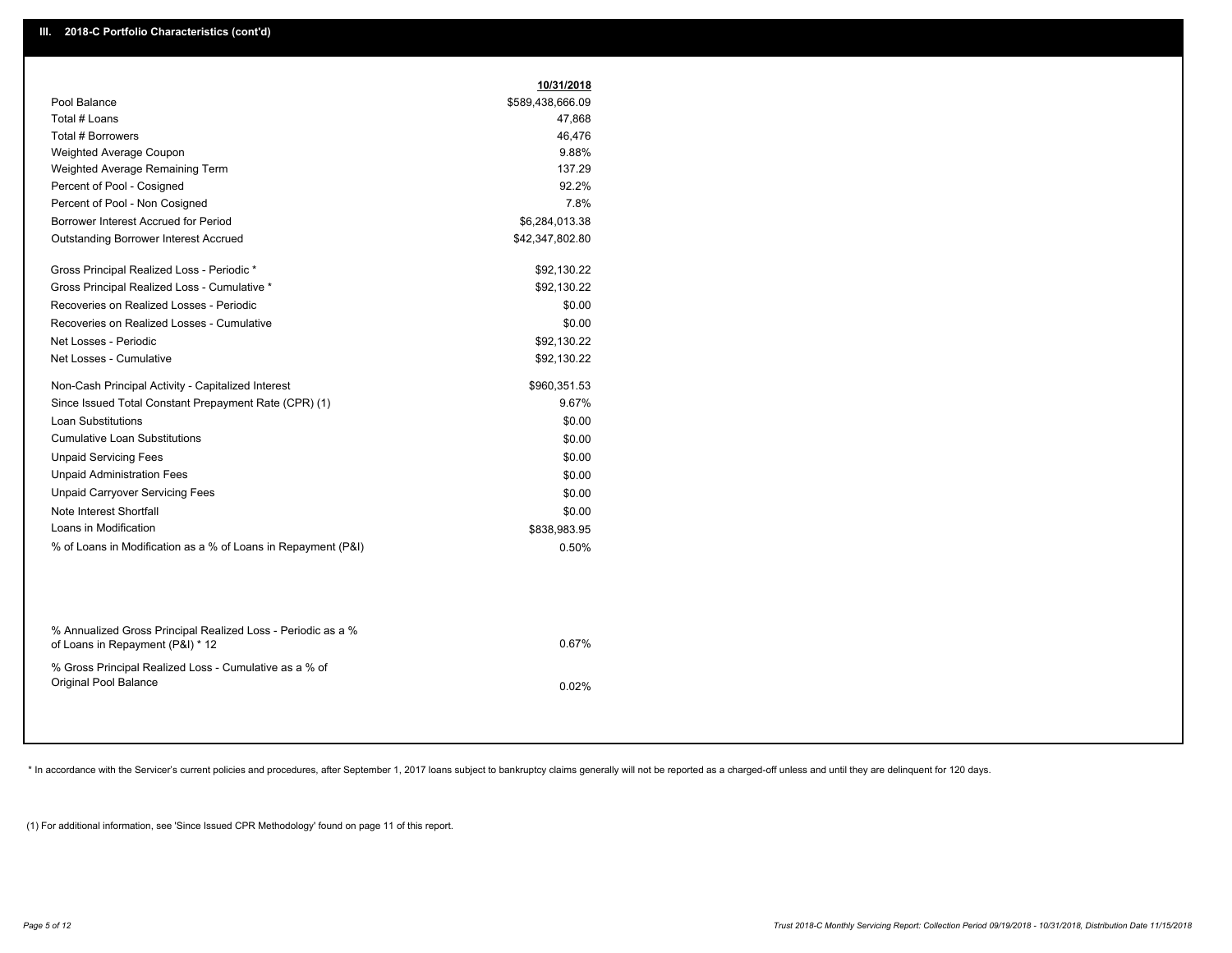### III. 2018-C Portfolio Characteristics (cont'd)

| | 10/31/2018 |
|---|---|
| Pool Balance | $589,438,666.09 |
| Total # Loans | 47,868 |
| Total # Borrowers | 46,476 |
| Weighted Average Coupon | 9.88% |
| Weighted Average Remaining Term | 137.29 |
| Percent of Pool - Cosigned | 92.2% |
| Percent of Pool - Non Cosigned | 7.8% |
| Borrower Interest Accrued for Period | $6,284,013.38 |
| Outstanding Borrower Interest Accrued | $42,347,802.80 |
| Gross Principal Realized Loss - Periodic * | $92,130.22 |
| Gross Principal Realized Loss - Cumulative * | $92,130.22 |
| Recoveries on Realized Losses - Periodic | $0.00 |
| Recoveries on Realized Losses - Cumulative | $0.00 |
| Net Losses - Periodic | $92,130.22 |
| Net Losses - Cumulative | $92,130.22 |
| Non-Cash Principal Activity - Capitalized Interest | $960,351.53 |
| Since Issued Total Constant Prepayment Rate (CPR) (1) | 9.67% |
| Loan Substitutions | $0.00 |
| Cumulative Loan Substitutions | $0.00 |
| Unpaid Servicing Fees | $0.00 |
| Unpaid Administration Fees | $0.00 |
| Unpaid Carryover Servicing Fees | $0.00 |
| Note Interest Shortfall | $0.00 |
| Loans in Modification | $838,983.95 |
| % of Loans in Modification as a % of Loans in Repayment (P&I) | 0.50% |
| % Annualized Gross Principal Realized Loss - Periodic as a % of Loans in Repayment (P&I) * 12 | 0.67% |
| % Gross Principal Realized Loss - Cumulative as a % of Original Pool Balance | 0.02% |

* In accordance with the Servicer's current policies and procedures, after September 1, 2017 loans subject to bankruptcy claims generally will not be reported as a charged-off unless and until they are delinquent for 120 days.

(1) For additional information, see 'Since Issued CPR Methodology' found on page 11 of this report.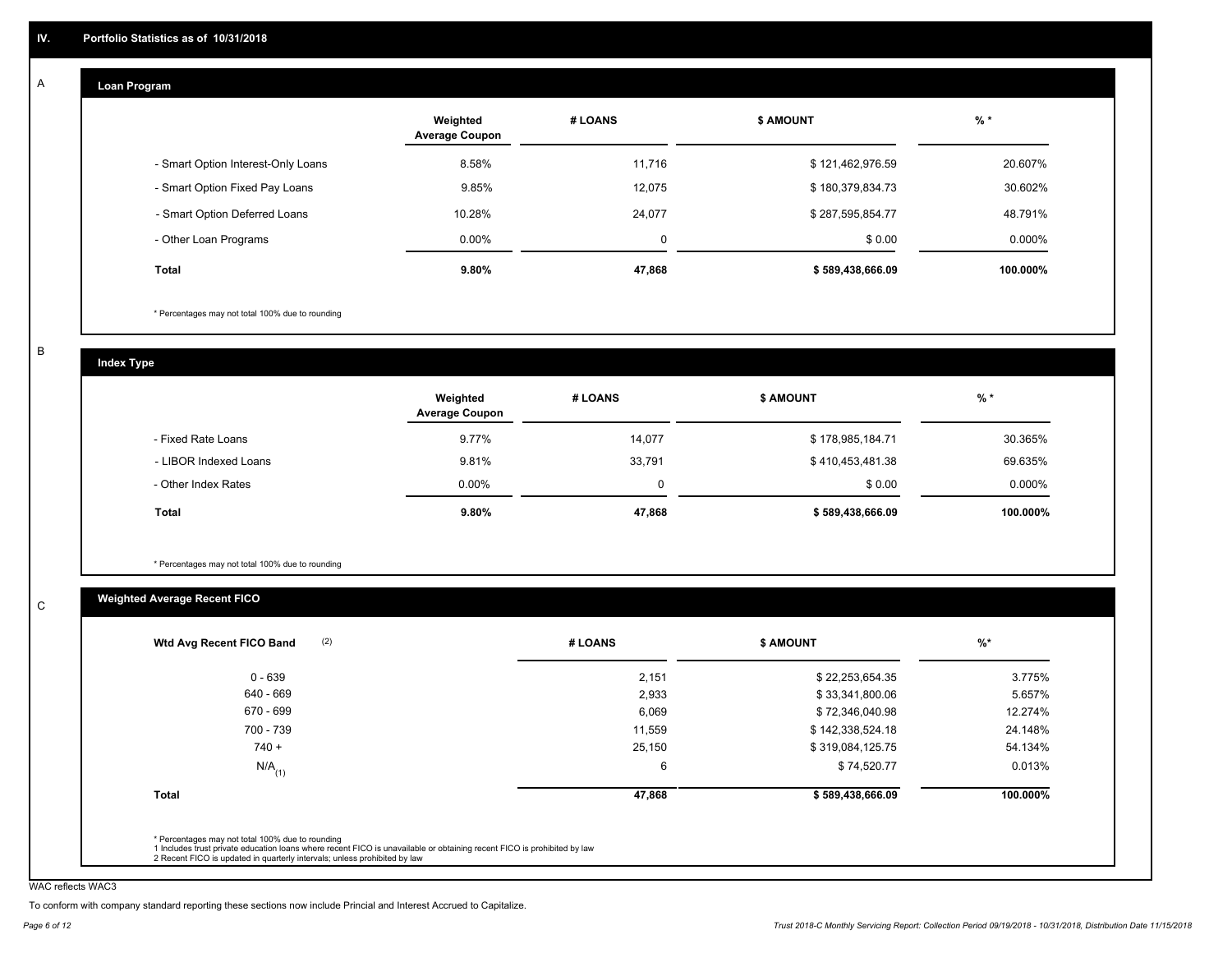## IV. Portfolio Statistics as of 10/31/2018

### A — Loan Program

| | Weighted Average Coupon | # LOANS | $ AMOUNT | % * |
|---|---|---|---|---|
| - Smart Option Interest-Only Loans | 8.58% | 11,716 | $ 121,462,976.59 | 20.607% |
| - Smart Option Fixed Pay Loans | 9.85% | 12,075 | $ 180,379,834.73 | 30.602% |
| - Smart Option Deferred Loans | 10.28% | 24,077 | $ 287,595,854.77 | 48.791% |
| - Other Loan Programs | 0.00% | 0 | $ 0.00 | 0.000% |
| **Total** | **9.80%** | **47,868** | **$ 589,438,666.09** | **100.000%** |

* Percentages may not total 100% due to rounding

### B — Index Type

| | Weighted Average Coupon | # LOANS | $ AMOUNT | % * |
|---|---|---|---|---|
| - Fixed Rate Loans | 9.77% | 14,077 | $ 178,985,184.71 | 30.365% |
| - LIBOR Indexed Loans | 9.81% | 33,791 | $ 410,453,481.38 | 69.635% |
| - Other Index Rates | 0.00% | 0 | $ 0.00 | 0.000% |
| **Total** | **9.80%** | **47,868** | **$ 589,438,666.09** | **100.000%** |

* Percentages may not total 100% due to rounding

### C — Weighted Average Recent FICO

| Wtd Avg Recent FICO Band (2) | # LOANS | $ AMOUNT | %* |
|---|---|---|---|
| 0 - 639 | 2,151 | $ 22,253,654.35 | 3.775% |
| 640 - 669 | 2,933 | $ 33,341,800.06 | 5.657% |
| 670 - 699 | 6,069 | $ 72,346,040.98 | 12.274% |
| 700 - 739 | 11,559 | $ 142,338,524.18 | 24.148% |
| 740 + | 25,150 | $ 319,084,125.75 | 54.134% |
| N/A (1) | 6 | $ 74,520.77 | 0.013% |
| **Total** | **47,868** | **$ 589,438,666.09** | **100.000%** |

* Percentages may not total 100% due to rounding
1 Includes trust private education loans where recent FICO is unavailable or obtaining recent FICO is prohibited by law
2 Recent FICO is updated in quarterly intervals; unless prohibited by law

WAC reflects WAC3

To conform with company standard reporting these sections now include Princial and Interest Accrued to Capitalize.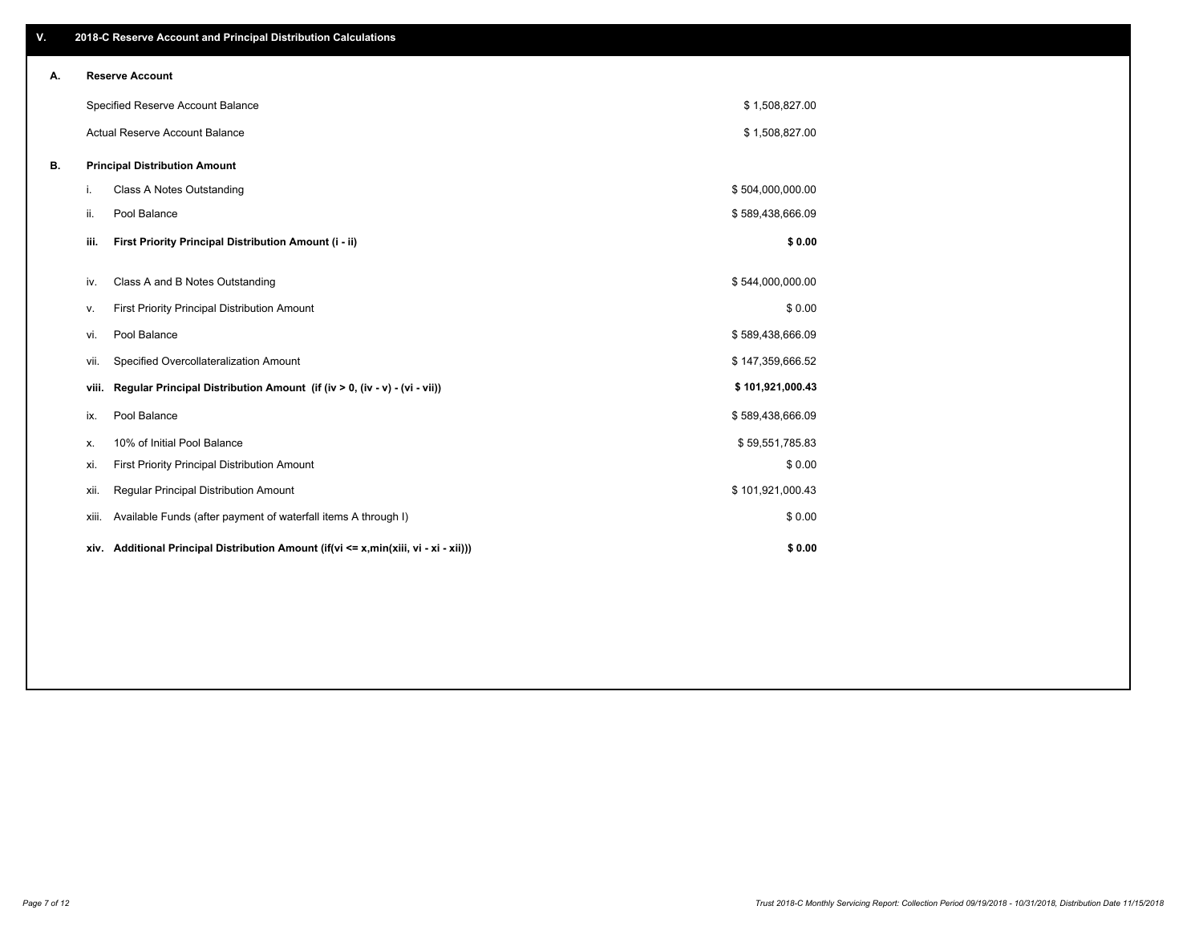## V. 2018-C Reserve Account and Principal Distribution Calculations

### A. Reserve Account

| | |
|---|---|
| Specified Reserve Account Balance | $ 1,508,827.00 |
| Actual Reserve Account Balance | $ 1,508,827.00 |

### B. Principal Distribution Amount

| | | |
|---|---|---|
| i. | Class A Notes Outstanding | $ 504,000,000.00 |
| ii. | Pool Balance | $ 589,438,666.09 |
| **iii.** | **First Priority Principal Distribution Amount (i - ii)** | **$ 0.00** |
| iv. | Class A and B Notes Outstanding | $ 544,000,000.00 |
| v. | First Priority Principal Distribution Amount | $ 0.00 |
| vi. | Pool Balance | $ 589,438,666.09 |
| vii. | Specified Overcollateralization Amount | $ 147,359,666.52 |
| **viii.** | **Regular Principal Distribution Amount (if (iv > 0, (iv - v) - (vi - vii))** | **$ 101,921,000.43** |
| ix. | Pool Balance | $ 589,438,666.09 |
| x. | 10% of Initial Pool Balance | $ 59,551,785.83 |
| xi. | First Priority Principal Distribution Amount | $ 0.00 |
| xii. | Regular Principal Distribution Amount | $ 101,921,000.43 |
| xiii. | Available Funds (after payment of waterfall items A through I) | $ 0.00 |
| **xiv.** | **Additional Principal Distribution Amount (if(vi <= x,min(xiii, vi - xi - xii)))** | **$ 0.00** |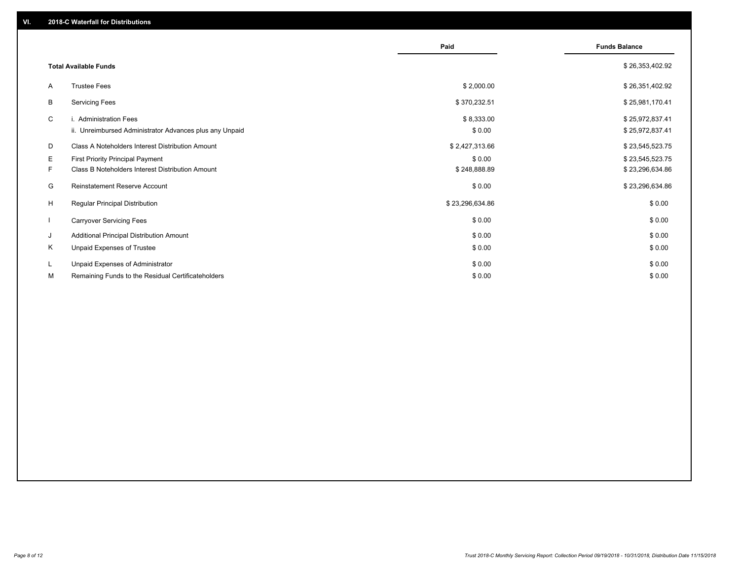## VI. 2018-C Waterfall for Distributions

| | | Paid | Funds Balance |
|---|---|---|---|
| | **Total Available Funds** | | $ 26,353,402.92 |
| A | Trustee Fees | $ 2,000.00 | $ 26,351,402.92 |
| B | Servicing Fees | $ 370,232.51 | $ 25,981,170.41 |
| C | i. Administration Fees | $ 8,333.00 | $ 25,972,837.41 |
| | ii. Unreimbursed Administrator Advances plus any Unpaid | $ 0.00 | $ 25,972,837.41 |
| D | Class A Noteholders Interest Distribution Amount | $ 2,427,313.66 | $ 23,545,523.75 |
| E | First Priority Principal Payment | $ 0.00 | $ 23,545,523.75 |
| F | Class B Noteholders Interest Distribution Amount | $ 248,888.89 | $ 23,296,634.86 |
| G | Reinstatement Reserve Account | $ 0.00 | $ 23,296,634.86 |
| H | Regular Principal Distribution | $ 23,296,634.86 | $ 0.00 |
| I | Carryover Servicing Fees | $ 0.00 | $ 0.00 |
| J | Additional Principal Distribution Amount | $ 0.00 | $ 0.00 |
| K | Unpaid Expenses of Trustee | $ 0.00 | $ 0.00 |
| L | Unpaid Expenses of Administrator | $ 0.00 | $ 0.00 |
| M | Remaining Funds to the Residual Certificateholders | $ 0.00 | $ 0.00 |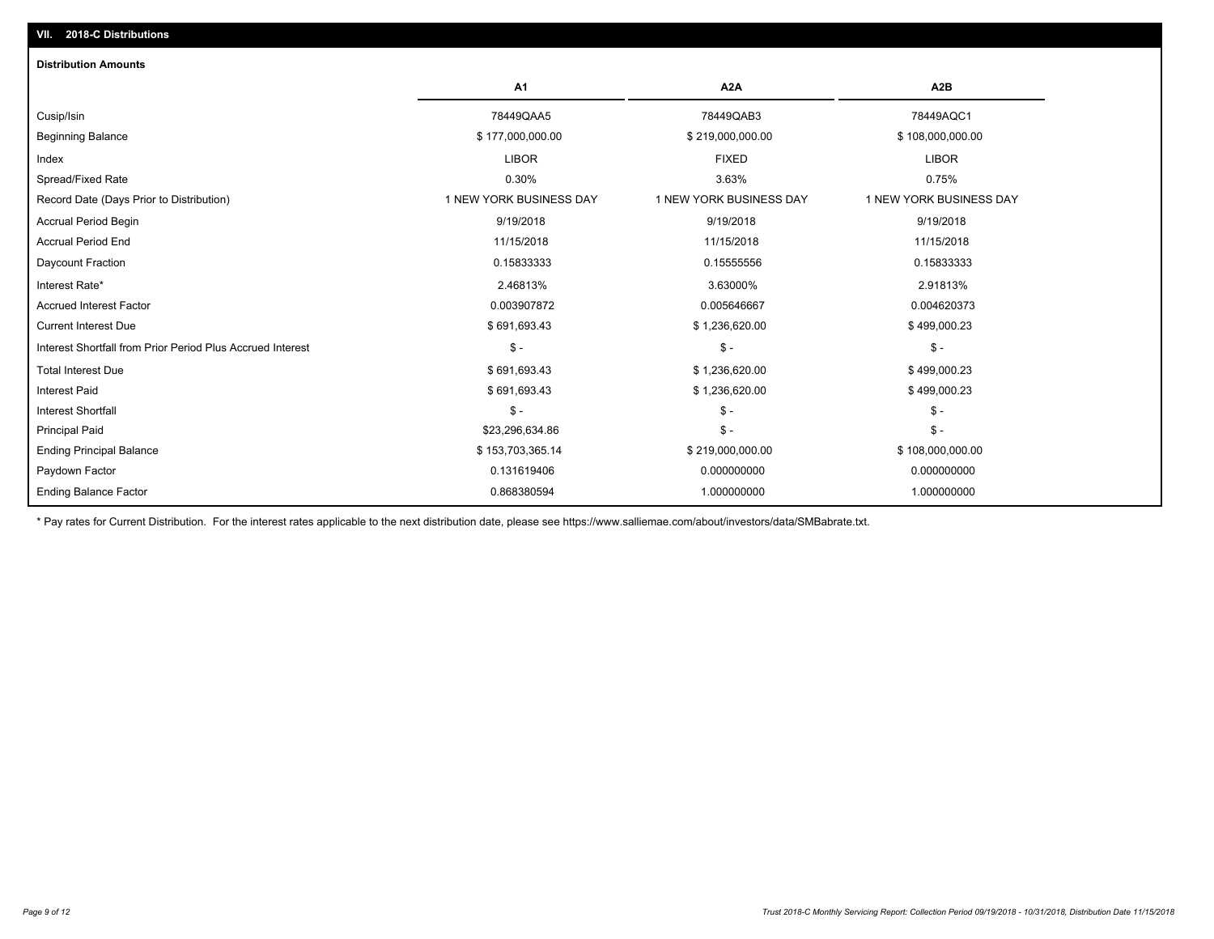## VII. 2018-C Distributions

### Distribution Amounts

| | A1 | A2A | A2B |
|---|---|---|---|
| Cusip/Isin | 78449QAA5 | 78449QAB3 | 78449AQC1 |
| Beginning Balance | $ 177,000,000.00 | $ 219,000,000.00 | $ 108,000,000.00 |
| Index | LIBOR | FIXED | LIBOR |
| Spread/Fixed Rate | 0.30% | 3.63% | 0.75% |
| Record Date (Days Prior to Distribution) | 1 NEW YORK BUSINESS DAY | 1 NEW YORK BUSINESS DAY | 1 NEW YORK BUSINESS DAY |
| Accrual Period Begin | 9/19/2018 | 9/19/2018 | 9/19/2018 |
| Accrual Period End | 11/15/2018 | 11/15/2018 | 11/15/2018 |
| Daycount Fraction | 0.15833333 | 0.15555556 | 0.15833333 |
| Interest Rate* | 2.46813% | 3.63000% | 2.91813% |
| Accrued Interest Factor | 0.003907872 | 0.005646667 | 0.004620373 |
| Current Interest Due | $ 691,693.43 | $ 1,236,620.00 | $ 499,000.23 |
| Interest Shortfall from Prior Period Plus Accrued Interest | $ - | $ - | $ - |
| Total Interest Due | $ 691,693.43 | $ 1,236,620.00 | $ 499,000.23 |
| Interest Paid | $ 691,693.43 | $ 1,236,620.00 | $ 499,000.23 |
| Interest Shortfall | $ - | $ - | $ - |
| Principal Paid | $23,296,634.86 | $ - | $ - |
| Ending Principal Balance | $ 153,703,365.14 | $ 219,000,000.00 | $ 108,000,000.00 |
| Paydown Factor | 0.131619406 | 0.000000000 | 0.000000000 |
| Ending Balance Factor | 0.868380594 | 1.000000000 | 1.000000000 |

* Pay rates for Current Distribution. For the interest rates applicable to the next distribution date, please see https://www.salliemae.com/about/investors/data/SMBabrate.txt.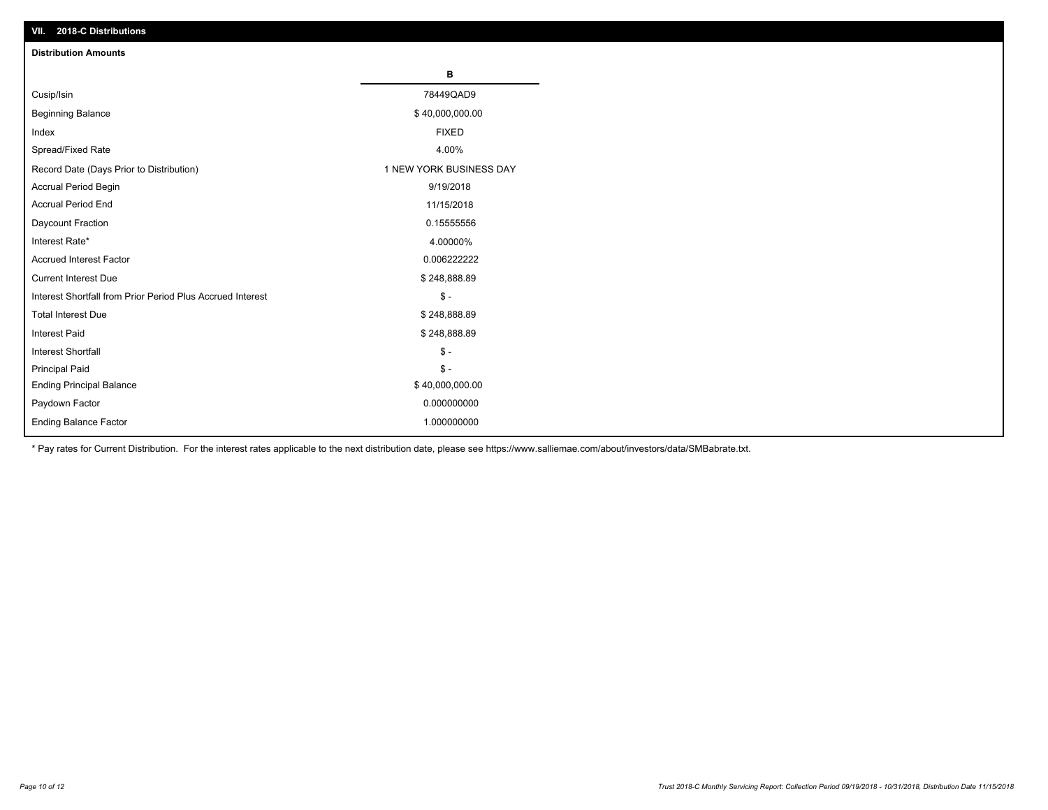## VII. 2018-C Distributions

### Distribution Amounts

| | B |
|---|---|
| Cusip/Isin | 78449QAD9 |
| Beginning Balance | $ 40,000,000.00 |
| Index | FIXED |
| Spread/Fixed Rate | 4.00% |
| Record Date (Days Prior to Distribution) | 1 NEW YORK BUSINESS DAY |
| Accrual Period Begin | 9/19/2018 |
| Accrual Period End | 11/15/2018 |
| Daycount Fraction | 0.15555556 |
| Interest Rate* | 4.00000% |
| Accrued Interest Factor | 0.006222222 |
| Current Interest Due | $ 248,888.89 |
| Interest Shortfall from Prior Period Plus Accrued Interest | $ - |
| Total Interest Due | $ 248,888.89 |
| Interest Paid | $ 248,888.89 |
| Interest Shortfall | $ - |
| Principal Paid | $ - |
| Ending Principal Balance | $ 40,000,000.00 |
| Paydown Factor | 0.000000000 |
| Ending Balance Factor | 1.000000000 |

* Pay rates for Current Distribution. For the interest rates applicable to the next distribution date, please see https://www.salliemae.com/about/investors/data/SMBabrate.txt.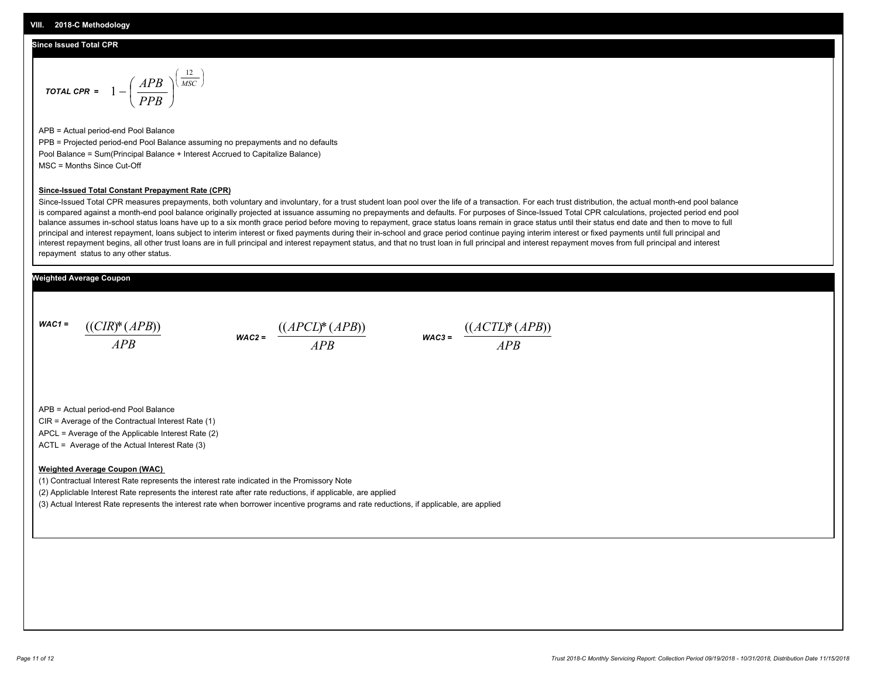## VIII. 2018-C Methodology

### Since Issued Total CPR

$$\textbf{TOTAL CPR} = 1 - \left( \frac{APB}{PPB} \right)^{\left( \frac{12}{MSC} \right)}$$

APB = Actual period-end Pool Balance

PPB = Projected period-end Pool Balance assuming no prepayments and no defaults

Pool Balance = Sum(Principal Balance + Interest Accrued to Capitalize Balance)

MSC = Months Since Cut-Off

**Since-Issued Total Constant Prepayment Rate (CPR)**

Since-Issued Total CPR measures prepayments, both voluntary and involuntary, for a trust student loan pool over the life of a transaction. For each trust distribution, the actual month-end pool balance is compared against a month-end pool balance originally projected at issuance assuming no prepayments and defaults. For purposes of Since-Issued Total CPR calculations, projected period end pool balance assumes in-school status loans have up to a six month grace period before moving to repayment, grace status loans remain in grace status until their status end date and then to move to full principal and interest repayment, loans subject to interim interest or fixed payments during their in-school and grace period continue paying interim interest or fixed payments until full principal and interest repayment begins, all other trust loans are in full principal and interest repayment status, and that no trust loan in full principal and interest repayment moves from full principal and interest repayment status to any other status.

### Weighted Average Coupon

$$\textbf{WAC1} = \frac{((CIR) * (APB))}{APB} \qquad \textbf{WAC2} = \frac{((APCL) * (APB))}{APB} \qquad \textbf{WAC3} = \frac{((ACTL) * (APB))}{APB}$$

APB = Actual period-end Pool Balance

CIR = Average of the Contractual Interest Rate (1)

APCL = Average of the Applicable Interest Rate (2)

ACTL = Average of the Actual Interest Rate (3)

**Weighted Average Coupon (WAC)**

(1) Contractual Interest Rate represents the interest rate indicated in the Promissory Note

(2) Appliclable Interest Rate represents the interest rate after rate reductions, if applicable, are applied

(3) Actual Interest Rate represents the interest rate when borrower incentive programs and rate reductions, if applicable, are applied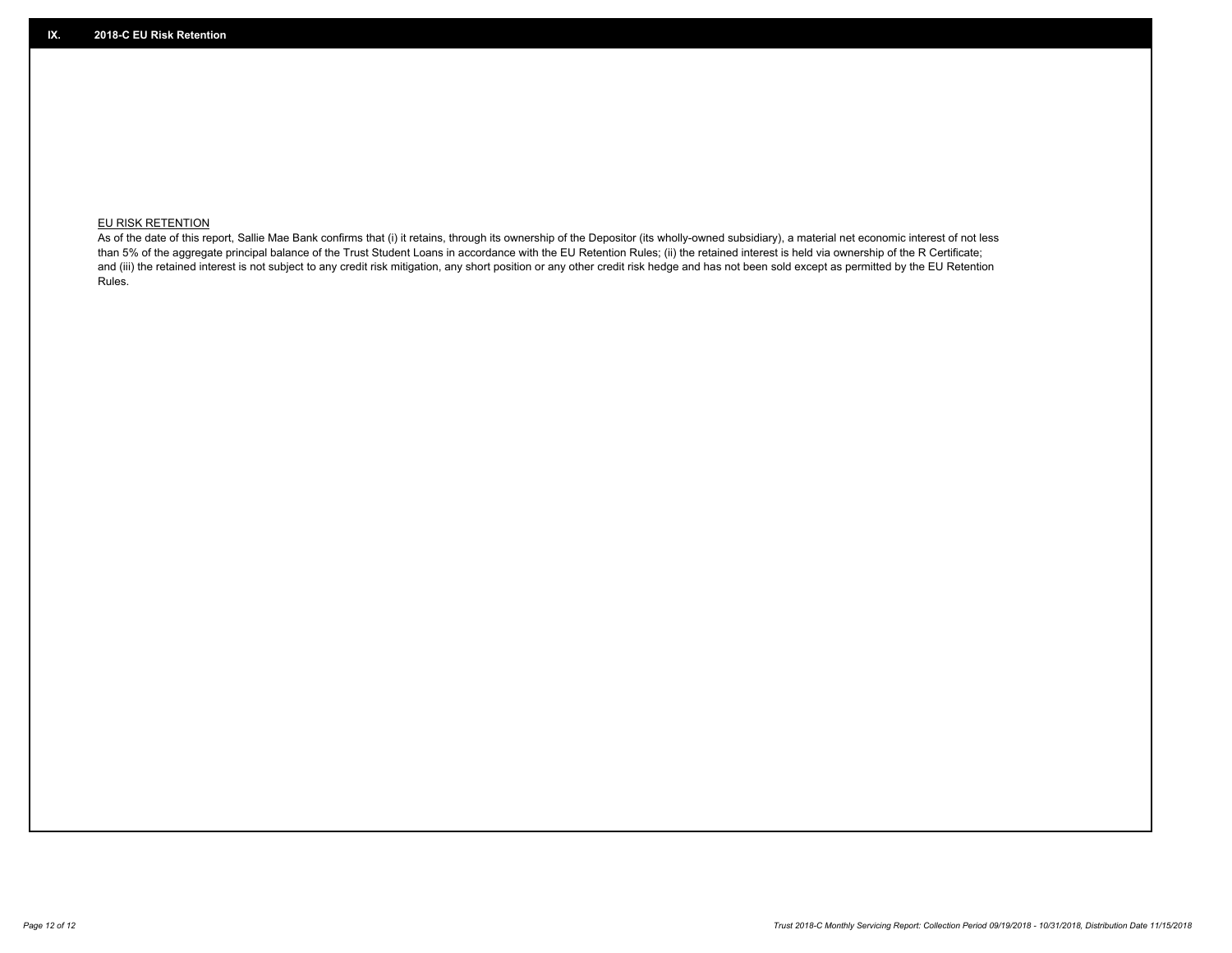## IX. 2018-C EU Risk Retention

EU RISK RETENTION

As of the date of this report, Sallie Mae Bank confirms that (i) it retains, through its ownership of the Depositor (its wholly-owned subsidiary), a material net economic interest of not less than 5% of the aggregate principal balance of the Trust Student Loans in accordance with the EU Retention Rules; (ii) the retained interest is held via ownership of the R Certificate; and (iii) the retained interest is not subject to any credit risk mitigation, any short position or any other credit risk hedge and has not been sold except as permitted by the EU Retention Rules.